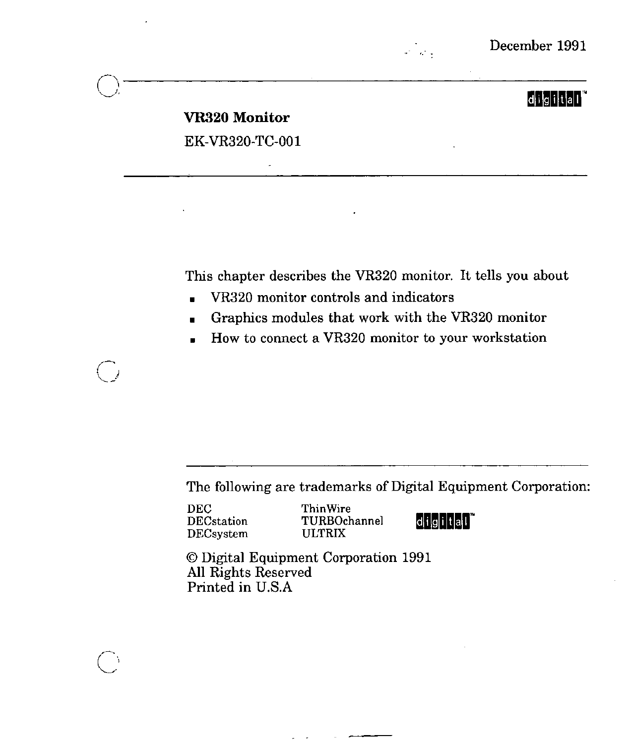December 1991

# VR320 Monitor

EK-VR320-TC-001

This chapter describes the VR320 monitor. It tells you about

- VR320 monitor controls and indicators
- Graphics modules that work with the VR320 monitor
- How to connect a VR320 monitor to your workstation

The following are trademarks of Digital Equipment Corporation:

| | | |
|---|---|---|
| DEC | ThinWire | digital™ |
| DECstation | TURBOchannel | |
| DECsystem | ULTRIX | |

© Digital Equipment Corporation 1991
All Rights Reserved
Printed in U.S.A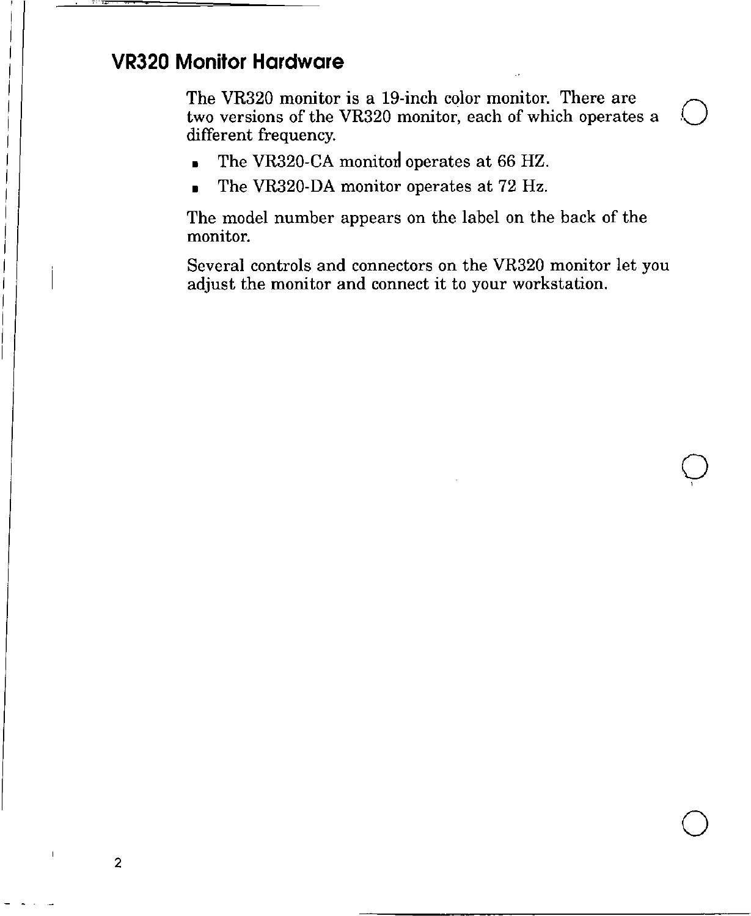## VR320 Monitor Hardware

The VR320 monitor is a 19-inch color monitor. There are two versions of the VR320 monitor, each of which operates a different frequency.

- The VR320-CA monitor operates at 66 HZ.
- The VR320-DA monitor operates at 72 Hz.

The model number appears on the label on the back of the monitor.

Several controls and connectors on the VR320 monitor let you adjust the monitor and connect it to your workstation.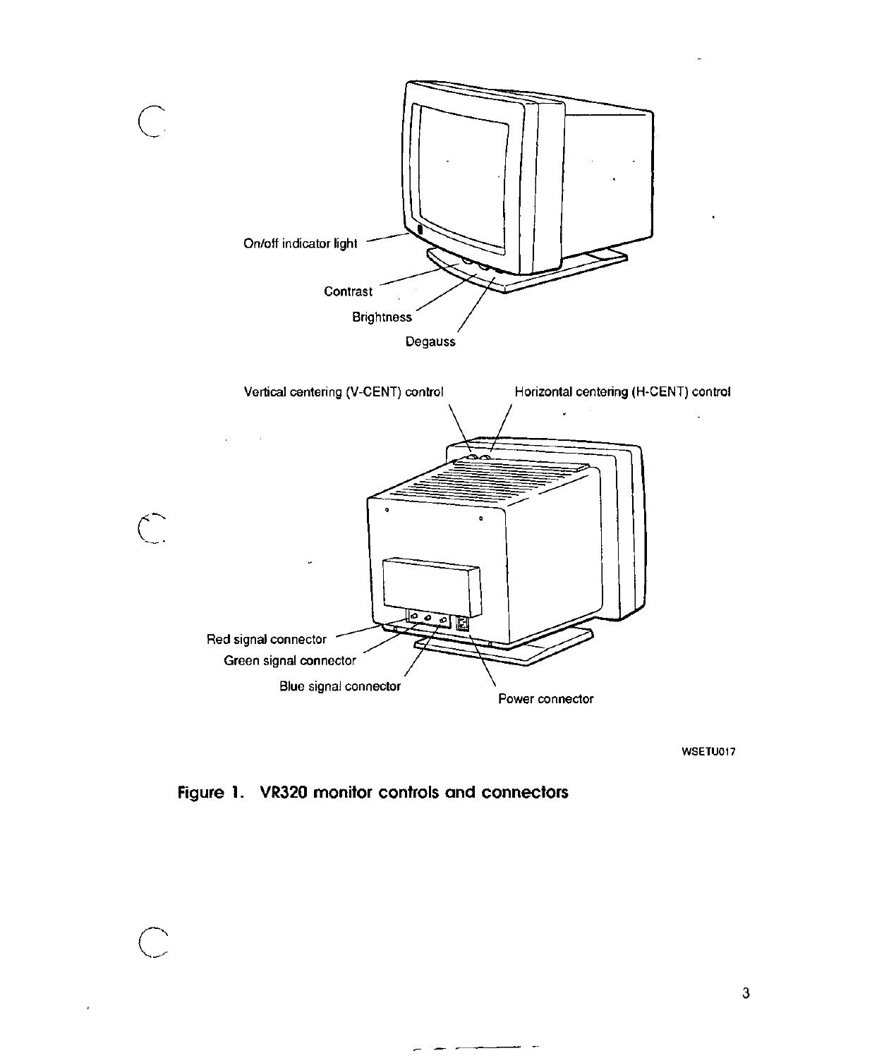On/off indicator light

Contrast

Brightness

Degauss

Vertical centering (V-CENT) control

Horizontal centering (H-CENT) control

Red signal connector

Green signal connector

Blue signal connector

Power connector

WSETU017

**Figure 1. VR320 monitor controls and connectors**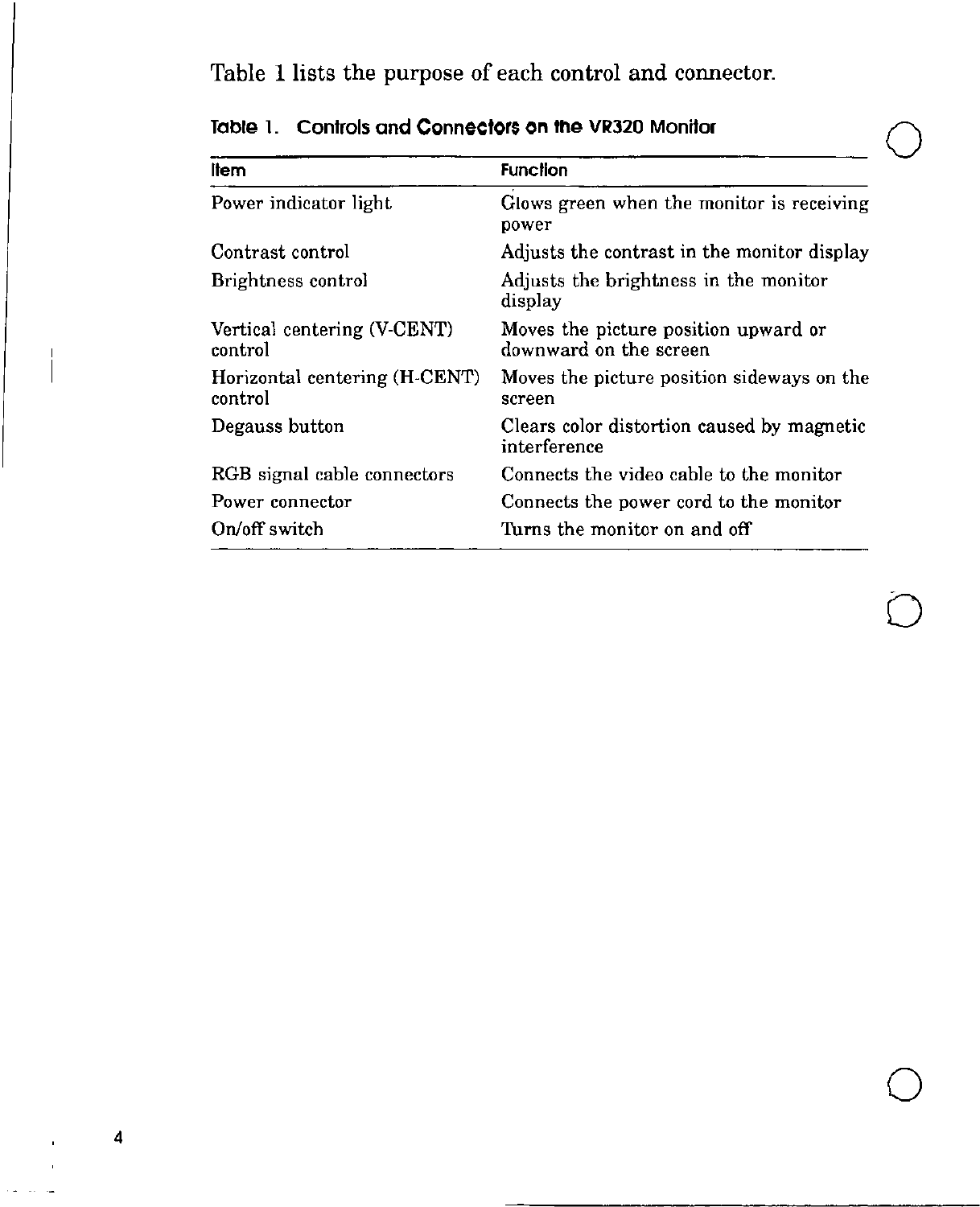Table 1 lists the purpose of each control and connector.

**Table 1. Controls and Connectors on the VR320 Monitor**

| Item | Function |
|---|---|
| Power indicator light | Glows green when the monitor is receiving power |
| Contrast control | Adjusts the contrast in the monitor display |
| Brightness control | Adjusts the brightness in the monitor display |
| Vertical centering (V-CENT) control | Moves the picture position upward or downward on the screen |
| Horizontal centering (H-CENT) control | Moves the picture position sideways on the screen |
| Degauss button | Clears color distortion caused by magnetic interference |
| RGB signal cable connectors | Connects the video cable to the monitor |
| Power connector | Connects the power cord to the monitor |
| On/off switch | Turns the monitor on and off |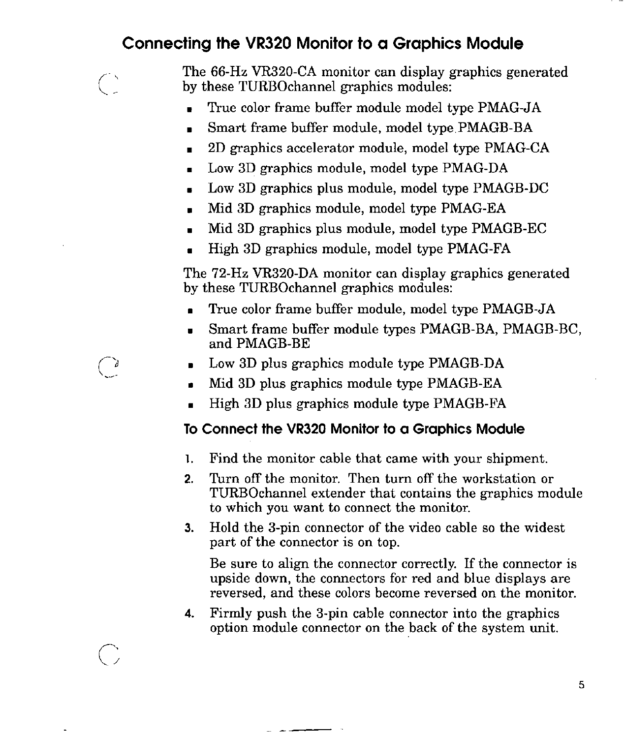## Connecting the VR320 Monitor to a Graphics Module

The 66-Hz VR320-CA monitor can display graphics generated by these TURBOchannel graphics modules:

- True color frame buffer module model type PMAG-JA
- Smart frame buffer module, model type PMAGB-BA
- 2D graphics accelerator module, model type PMAG-CA
- Low 3D graphics module, model type PMAG-DA
- Low 3D graphics plus module, model type PMAGB-DC
- Mid 3D graphics module, model type PMAG-EA
- Mid 3D graphics plus module, model type PMAGB-EC
- High 3D graphics module, model type PMAG-FA

The 72-Hz VR320-DA monitor can display graphics generated by these TURBOchannel graphics modules:

- True color frame buffer module, model type PMAGB-JA
- Smart frame buffer module types PMAGB-BA, PMAGB-BC, and PMAGB-BE
- Low 3D plus graphics module type PMAGB-DA
- Mid 3D plus graphics module type PMAGB-EA
- High 3D plus graphics module type PMAGB-FA

### To Connect the VR320 Monitor to a Graphics Module

1. Find the monitor cable that came with your shipment.
2. Turn off the monitor. Then turn off the workstation or TURBOchannel extender that contains the graphics module to which you want to connect the monitor.
3. Hold the 3-pin connector of the video cable so the widest part of the connector is on top.

   Be sure to align the connector correctly. If the connector is upside down, the connectors for red and blue displays are reversed, and these colors become reversed on the monitor.
4. Firmly push the 3-pin cable connector into the graphics option module connector on the back of the system unit.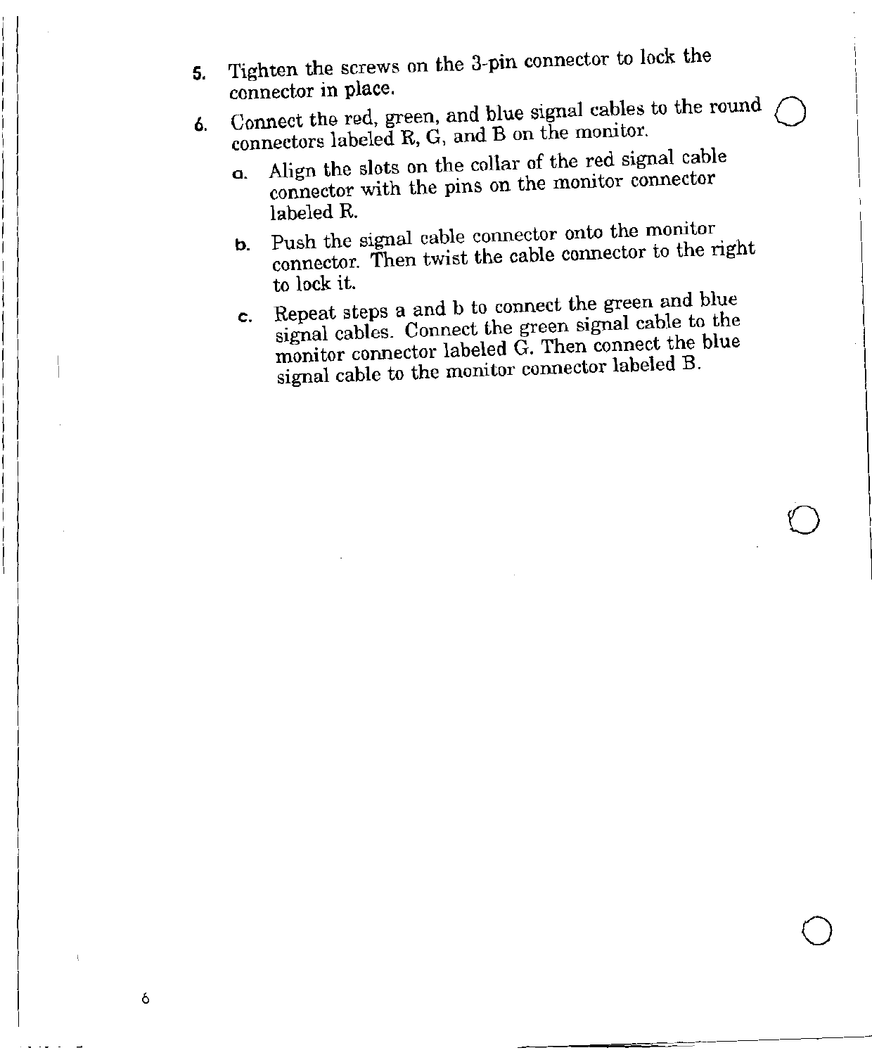5. Tighten the screws on the 3-pin connector to lock the connector in place.
6. Connect the red, green, and blue signal cables to the round connectors labeled R, G, and B on the monitor.
   a. Align the slots on the collar of the red signal cable connector with the pins on the monitor connector labeled R.
   b. Push the signal cable connector onto the monitor connector. Then twist the cable connector to the right to lock it.
   c. Repeat steps a and b to connect the green and blue signal cables. Connect the green signal cable to the monitor connector labeled G. Then connect the blue signal cable to the monitor connector labeled B.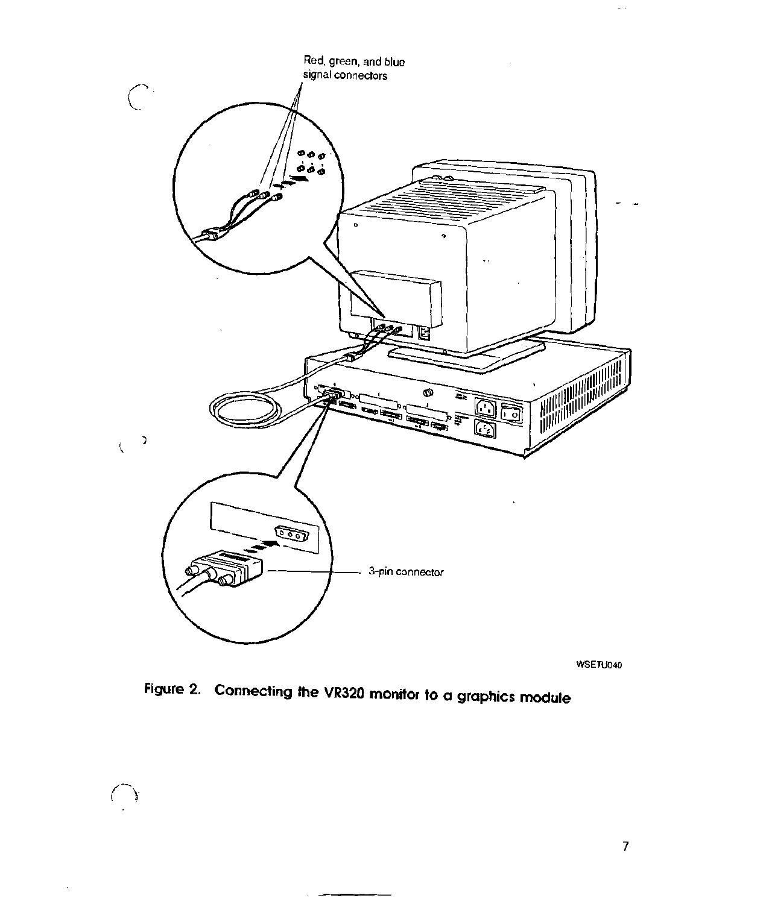Red, green, and blue signal connectors

3-pin connector

WSETU040

Figure 2. Connecting the VR320 monitor to a graphics module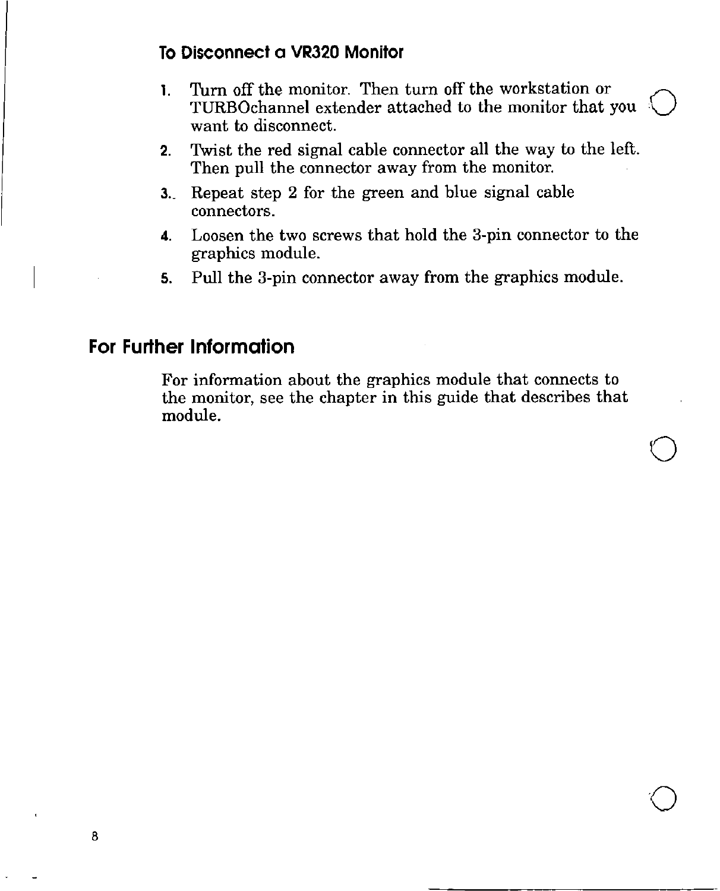### To Disconnect a VR320 Monitor

1. Turn off the monitor. Then turn off the workstation or TURBOchannel extender attached to the monitor that you want to disconnect.
2. Twist the red signal cable connector all the way to the left. Then pull the connector away from the monitor.
3. Repeat step 2 for the green and blue signal cable connectors.
4. Loosen the two screws that hold the 3-pin connector to the graphics module.
5. Pull the 3-pin connector away from the graphics module.

## For Further Information

For information about the graphics module that connects to the monitor, see the chapter in this guide that describes that module.